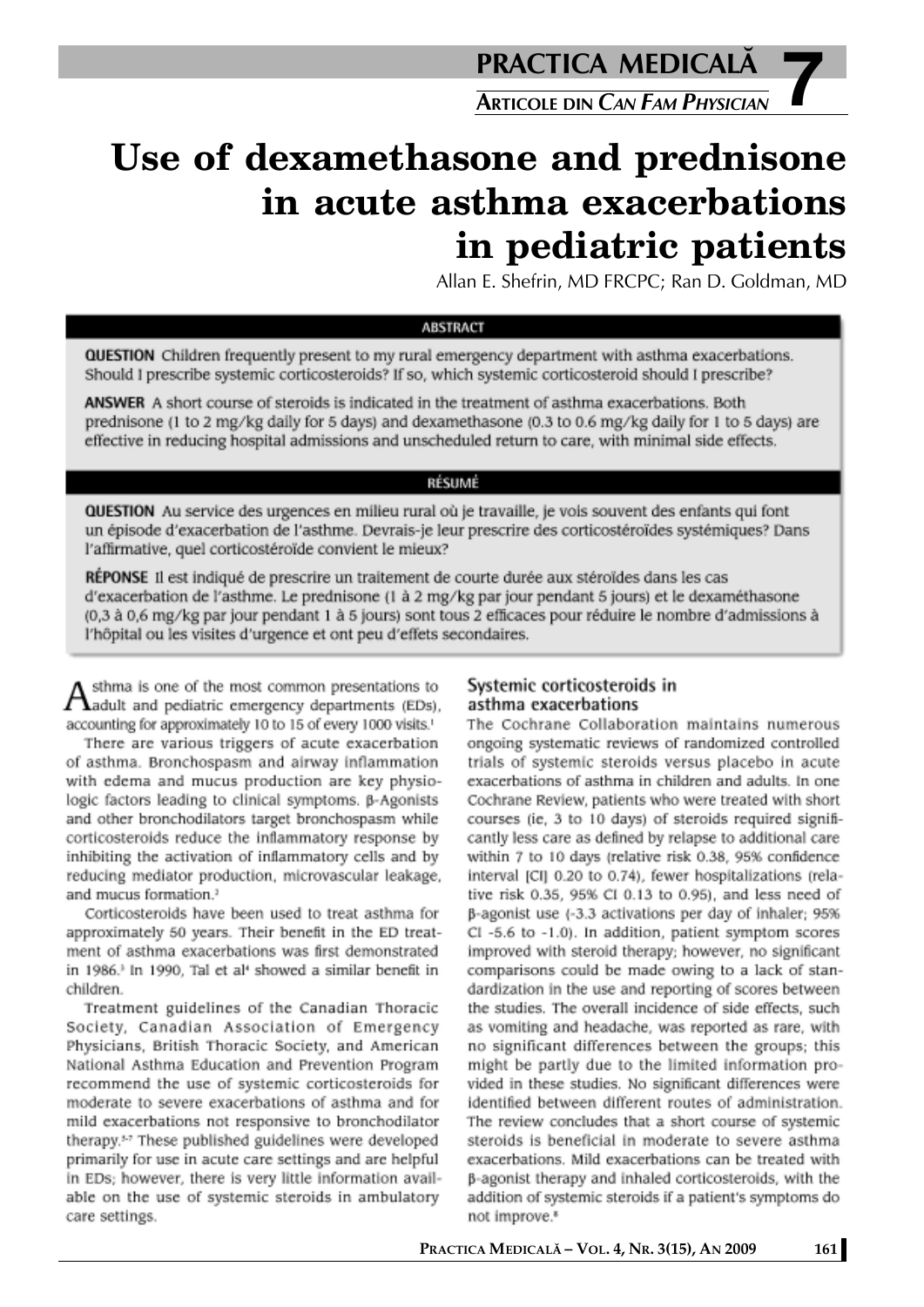# Use of dexamethasone and prednisone in acute asthma exacerbations in pediatric patients

Allan E. Shefrin, MD FRCPC; Ran D. Goldman, MD

## ABSTRACT

**QUESTION** Children frequently present to my rural emergency department with asthma exacerbations. Should I prescribe systemic corticosteroids? If so, which systemic corticosteroid should I prescribe?

**ANSWER** A short course of steroids is indicated in the treatment of asthma exacerbations. Both prednisone (1 to 2 mg/kg daily for 5 days) and dexamethasone (0.3 to 0.6 mg/kg daily for 1 to 5 days) are effective in reducing hospital admissions and unscheduled return to care, with minimal side effects.

## RÉSUMÉ

**QUESTION** Au service des urgences en milieu rural où je travaille, je vois souvent des enfants qui font un épisode d'exacerbation de l'asthme. Devrais-je leur prescrire des corticostéroïdes systémiques? Dans l'affirmative, quel corticostéroïde convient le mieux?

**RÉPONSE** Il est indiqué de prescrire un traitement de courte durée aux stéroïdes dans les cas d'exacerbation de l'asthme. Le prednisone (1 à 2 mg/kg par jour pendant 5 jours) et le dexaméthasone (0,3 à 0,6 mg/kg par jour pendant 1 à 5 jours) sont tous 2 efficaces pour réduire le nombre d'admissions à l'hôpital ou les visites d'urgence et ont peu d'effets secondaires.

Asthma is one of the most common presentations to adult and pediatric emergency departments (EDs), accounting for approximately 10 to 15 of every 1000 visits.[1]

There are various triggers of acute exacerbation of asthma. Bronchospasm and airway inflammation with edema and mucus production are key physiologic factors leading to clinical symptoms. β-Agonists and other bronchodilators target bronchospasm while corticosteroids reduce the inflammatory response by inhibiting the activation of inflammatory cells and by reducing mediator production, microvascular leakage, and mucus formation.[2]

Corticosteroids have been used to treat asthma for approximately 50 years. Their benefit in the ED treatment of asthma exacerbations was first demonstrated in 1986.[3] In 1990, Tal et al[4] showed a similar benefit in children.

Treatment guidelines of the Canadian Thoracic Society, Canadian Association of Emergency Physicians, British Thoracic Society, and American National Asthma Education and Prevention Program recommend the use of systemic corticosteroids for moderate to severe exacerbations of asthma and for mild exacerbations not responsive to bronchodilator therapy.[5-7] These published guidelines were developed primarily for use in acute care settings and are helpful in EDs; however, there is very little information available on the use of systemic steroids in ambulatory care settings.

### Systemic corticosteroids in asthma exacerbations

The Cochrane Collaboration maintains numerous ongoing systematic reviews of randomized controlled trials of systemic steroids versus placebo in acute exacerbations of asthma in children and adults. In one Cochrane Review, patients who were treated with short courses (ie, 3 to 10 days) of steroids required significantly less care as defined by relapse to additional care within 7 to 10 days (relative risk 0.38, 95% confidence interval [CI] 0.20 to 0.74), fewer hospitalizations (relative risk 0.35, 95% CI 0.13 to 0.95), and less need of β-agonist use (-3.3 activations per day of inhaler; 95% CI -5.6 to -1.0). In addition, patient symptom scores improved with steroid therapy; however, no significant comparisons could be made owing to a lack of standardization in the use and reporting of scores between the studies. The overall incidence of side effects, such as vomiting and headache, was reported as rare, with no significant differences between the groups; this might be partly due to the limited information provided in these studies. No significant differences were identified between different routes of administration. The review concludes that a short course of systemic steroids is beneficial in moderate to severe asthma exacerbations. Mild exacerbations can be treated with β-agonist therapy and inhaled corticosteroids, with the addition of systemic steroids if a patient's symptoms do not improve.[8]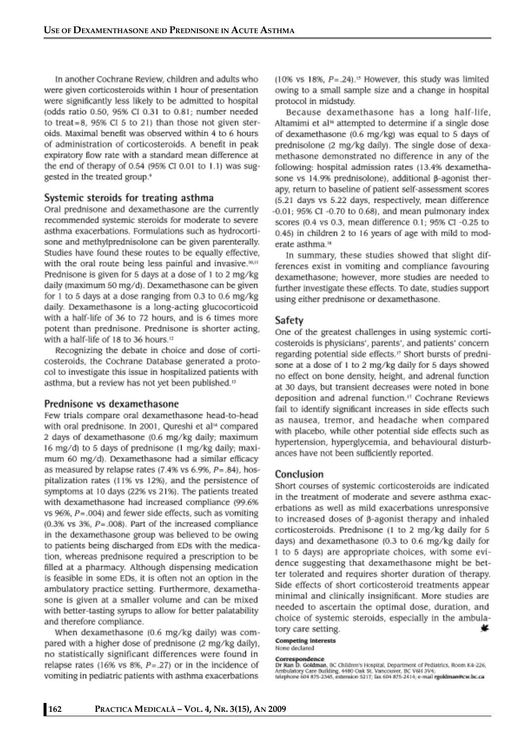In another Cochrane Review, children and adults who were given corticosteroids within 1 hour of presentation were significantly less likely to be admitted to hospital (odds ratio 0.50, 95% CI 0.31 to 0.81; number needed to treat=8, 95% CI 5 to 21) than those not given steroids. Maximal benefit was observed within 4 to 6 hours of administration of corticosteroids. A benefit in peak expiratory flow rate with a standard mean difference at the end of therapy of 0.54 (95% CI 0.01 to 1.1) was suggested in the treated group.[9]

## Systemic steroids for treating asthma

Oral prednisone and dexamethasone are the currently recommended systemic steroids for moderate to severe asthma exacerbations. Formulations such as hydrocortisone and methylprednisolone can be given parenterally. Studies have found these routes to be equally effective, with the oral route being less painful and invasive.[10,11] Prednisone is given for 5 days at a dose of 1 to 2 mg/kg daily (maximum 50 mg/d). Dexamethasone can be given for 1 to 5 days at a dose ranging from 0.3 to 0.6 mg/kg daily. Dexamethasone is a long-acting glucocorticoid with a half-life of 36 to 72 hours, and is 6 times more potent than prednisone. Prednisone is shorter acting, with a half-life of 18 to 36 hours.[12]

Recognizing the debate in choice and dose of corticosteroids, the Cochrane Database generated a protocol to investigate this issue in hospitalized patients with asthma, but a review has not yet been published.[13]

## Prednisone vs dexamethasone

Few trials compare oral dexamethasone head-to-head with oral prednisone. In 2001, Qureshi et al[14] compared 2 days of dexamethasone (0.6 mg/kg daily; maximum 16 mg/d) to 5 days of prednisone (1 mg/kg daily; maximum 60 mg/d). Dexamethasone had a similar efficacy as measured by relapse rates (7.4% vs 6.9%, $P=.84$), hospitalization rates (11% vs 12%), and the persistence of symptoms at 10 days (22% vs 21%). The patients treated with dexamethasone had increased compliance (99.6% vs 96%, $P=.004$) and fewer side effects, such as vomiting (0.3% vs 3%, $P=.008$). Part of the increased compliance in the dexamethasone group was believed to be owing to patients being discharged from EDs with the medication, whereas prednisone required a prescription to be filled at a pharmacy. Although dispensing medication is feasible in some EDs, it is often not an option in the ambulatory practice setting. Furthermore, dexamethasone is given at a smaller volume and can be mixed with better-tasting syrups to allow for better palatability and therefore compliance.

When dexamethasone (0.6 mg/kg daily) was compared with a higher dose of prednisone (2 mg/kg daily), no statistically significant differences were found in relapse rates (16% vs 8%, $P=.27$) or in the incidence of vomiting in pediatric patients with asthma exacerbations (10% vs 18%, $P=.24$).[15] However, this study was limited owing to a small sample size and a change in hospital protocol in midstudy.

Because dexamethasone has a long half-life, Altamimi et al[16] attempted to determine if a single dose of dexamethasone (0.6 mg/kg) was equal to 5 days of prednisolone (2 mg/kg daily). The single dose of dexamethasone demonstrated no difference in any of the following: hospital admission rates (13.4% dexamethasone vs 14.9% prednisolone), additional β-agonist therapy, return to baseline of patient self-assessment scores (5.21 days vs 5.22 days, respectively, mean difference -0.01; 95% CI -0.70 to 0.68), and mean pulmonary index scores (0.4 vs 0.3, mean difference 0.1; 95% CI -0.25 to 0.45) in children 2 to 16 years of age with mild to moderate asthma.[16]

In summary, these studies showed that slight differences exist in vomiting and compliance favouring dexamethasone; however, more studies are needed to further investigate these effects. To date, studies support using either prednisone or dexamethasone.

## Safety

One of the greatest challenges in using systemic corticosteroids is physicians', parents', and patients' concern regarding potential side effects.[17] Short bursts of prednisone at a dose of 1 to 2 mg/kg daily for 5 days showed no effect on bone density, height, and adrenal function at 30 days, but transient decreases were noted in bone deposition and adrenal function.[17] Cochrane Reviews fail to identify significant increases in side effects such as nausea, tremor, and headache when compared with placebo, while other potential side effects such as hypertension, hyperglycemia, and behavioural disturbances have not been sufficiently reported.

## Conclusion

Short courses of systemic corticosteroids are indicated in the treatment of moderate and severe asthma exacerbations as well as mild exacerbations unresponsive to increased doses of β-agonist therapy and inhaled corticosteroids. Prednisone (1 to 2 mg/kg daily for 5 days) and dexamethasone (0.3 to 0.6 mg/kg daily for 1 to 5 days) are appropriate choices, with some evidence suggesting that dexamethasone might be better tolerated and requires shorter duration of therapy. Side effects of short corticosteroid treatments appear minimal and clinically insignificant. More studies are needed to ascertain the optimal dose, duration, and choice of systemic steroids, especially in the ambulatory care setting.

**Competing interests**
None declared

**Correspondence**
**Dr Ran D. Goldman**, BC Children's Hospital, Department of Pediatrics, Room K4-226, Ambulatory Care Building, 4480 Oak St, Vancouver, BC V6H 3V4; telephone 604 875-2345, extension 5217; fax 604 875-2414; e-mail **rgoldman@cw.bc.ca**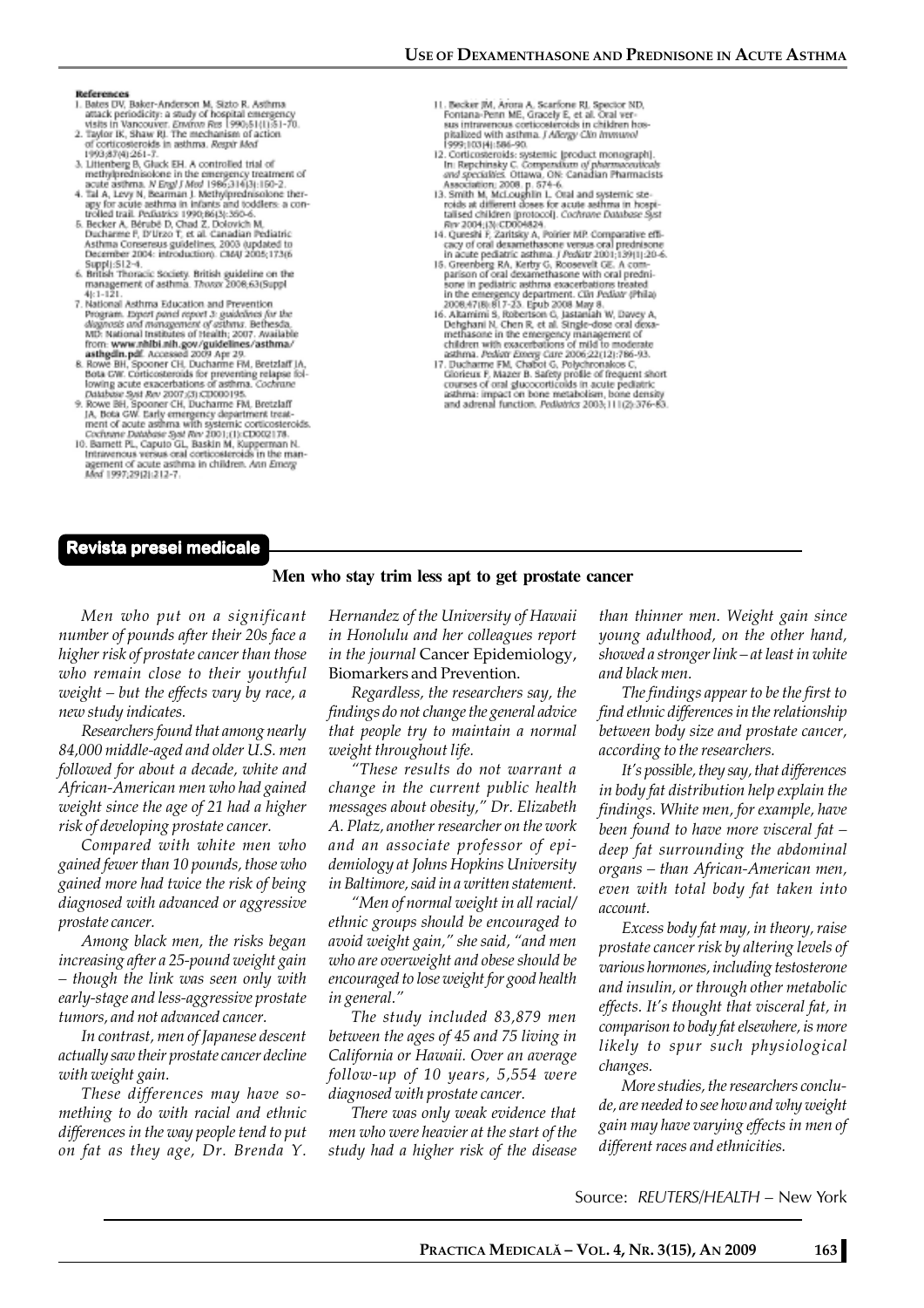## References

1. Bates DV, Baker-Anderson M, Sizto R. Asthma attack periodicity: a study of hospital emergency visits in Vancouver. *Environ Res* 1990;51(1):51-70.
2. Taylor IK, Shaw RJ. The mechanism of action of corticosteroids in asthma. *Respir Med* 1993;87(4):261-7.
3. Littenberg B, Gluck EH. A controlled trial of methylprednisolone in the emergency treatment of acute asthma. *N Engl J Med* 1986;314(3):150-2.
4. Tal A, Levy N, Bearman J. Methylprednisolone therapy for acute asthma in infants and toddlers: a controlled trail. *Pediatrics* 1990;86(3):350-6.
5. Becker A, Bérubé D, Chad Z, Dolovich M, Ducharme F, D'Urzo T, et al. Canadian Pediatric Asthma Consensus guidelines, 2003 (updated to December 2004: introduction). *CMAJ* 2005;173(6 Suppl):S12-4.
6. British Thoracic Society. British guideline on the management of asthma. *Thorax* 2008;63(Suppl 4):1-121.
7. National Asthma Education and Prevention Program. *Expert panel report 3: guidelines for the diagnosis and management of asthma.* Bethesda, MD: National Institutes of Health; 2007. Available from: **www.nhlbi.nih.gov/guidelines/asthma/asthgdln.pdf**. Accessed 2009 Apr 29.
8. Rowe BH, Spooner CH, Ducharme FM, Bretzlaff JA, Bota GW. Corticosteroids for preventing relapse following acute exacerbations of asthma. *Cochrane Database Syst Rev* 2007;(3):CD000195.
9. Rowe BH, Spooner CH, Ducharme FM, Bretzlaff JA, Bota GW. Early emergency department treatment of acute asthma with systemic corticosteroids. *Cochrane Database Syst Rev* 2001;(1):CD002178.
10. Barnett PL, Caputo GL, Baskin M, Kuppermann N. Intravenous versus oral corticosteroids in the management of acute asthma in children. *Ann Emerg Med* 1997;29(2):212-7.
11. Becker JM, Arora A, Scarfone RJ, Spector ND, Fontana-Penn ME, Gracely E, et al. Oral versus intravenous corticosteroids in children hospitalized with asthma. *J Allergy Clin Immunol* 1999;103(4):586-90.
12. Corticosteroids: systemic [product monograph]. In: Repchinsky C. *Compendium of pharmaceuticals and specialties.* Ottawa, ON: Canadian Pharmacists Association; 2008. p. 574-6.
13. Smith M, McLoughlin L. Oral and systemic steroids at different doses for acute asthma in hospitalised children [protocol]. *Cochrane Database Syst Rev* 2004;(3):CD004824.
14. Qureshi F, Zaritsky A, Poirier MP. Comparative efficacy of oral dexamethasone versus oral prednisone in acute pediatric asthma. *J Pediatr* 2001;139(1):20-6.
15. Greenberg RA, Kerby G, Roosevelt GE. A comparison of oral dexamethasone with oral prednisone in pediatric asthma exacerbations treated in the emergency department. *Clin Pediatr (Phila)* 2008;47(8):817-23. Epub 2008 May 8.
16. Altamimi S, Robertson G, Jastaniah W, Davey A, Dehghani N, Chen R, et al. Single-dose oral dexamethasone in the emergency management of children with exacerbations of mild to moderate asthma. *Pediatr Emerg Care* 2006;22(12):786-93.
17. Ducharme FM, Chabot G, Polychronakos C, Glorieux F, Mazer B. Safety profile of frequent short courses of oral glucocorticoids in acute pediatric asthma: impact on bone metabolism, bone density and adrenal function. *Pediatrics* 2003;111(2):376-83.

## Revista presei medicale

### Men who stay trim less apt to get prostate cancer

*Men who put on a significant number of pounds after their 20s face a higher risk of prostate cancer than those who remain close to their youthful weight – but the effects vary by race, a new study indicates.*

*Researchers found that among nearly 84,000 middle-aged and older U.S. men followed for about a decade, white and African-American men who had gained weight since the age of 21 had a higher risk of developing prostate cancer.*

*Compared with white men who gained fewer than 10 pounds, those who gained more had twice the risk of being diagnosed with advanced or aggressive prostate cancer.*

*Among black men, the risks began increasing after a 25-pound weight gain – though the link was seen only with early-stage and less-aggressive prostate tumors, and not advanced cancer.*

*In contrast, men of Japanese descent actually saw their prostate cancer decline with weight gain.*

*These differences may have something to do with racial and ethnic differences in the way people tend to put on fat as they age, Dr. Brenda Y. Hernandez of the University of Hawaii in Honolulu and her colleagues report in the journal* Cancer Epidemiology, Biomarkers and Prevention.

*Regardless, the researchers say, the findings do not change the general advice that people try to maintain a normal weight throughout life.*

*"These results do not warrant a change in the current public health messages about obesity," Dr. Elizabeth A. Platz, another researcher on the work and an associate professor of epidemiology at Johns Hopkins University in Baltimore, said in a written statement.*

*"Men of normal weight in all racial/ethnic groups should be encouraged to avoid weight gain," she said, "and men who are overweight and obese should be encouraged to lose weight for good health in general."*

*The study included 83,879 men between the ages of 45 and 75 living in California or Hawaii. Over an average follow-up of 10 years, 5,554 were diagnosed with prostate cancer.*

*There was only weak evidence that men who were heavier at the start of the study had a higher risk of the disease than thinner men. Weight gain since young adulthood, on the other hand, showed a stronger link – at least in white and black men.*

*The findings appear to be the first to find ethnic differences in the relationship between body size and prostate cancer, according to the researchers.*

*It's possible, they say, that differences in body fat distribution help explain the findings. White men, for example, have been found to have more visceral fat – deep fat surrounding the abdominal organs – than African-American men, even with total body fat taken into account.*

*Excess body fat may, in theory, raise prostate cancer risk by altering levels of various hormones, including testosterone and insulin, or through other metabolic effects. It's thought that visceral fat, in comparison to body fat elsewhere, is more likely to spur such physiological changes.*

*More studies, the researchers conclude, are needed to see how and why weight gain may have varying effects in men of different races and ethnicities.*

Source: *REUTERS/HEALTH* – New York